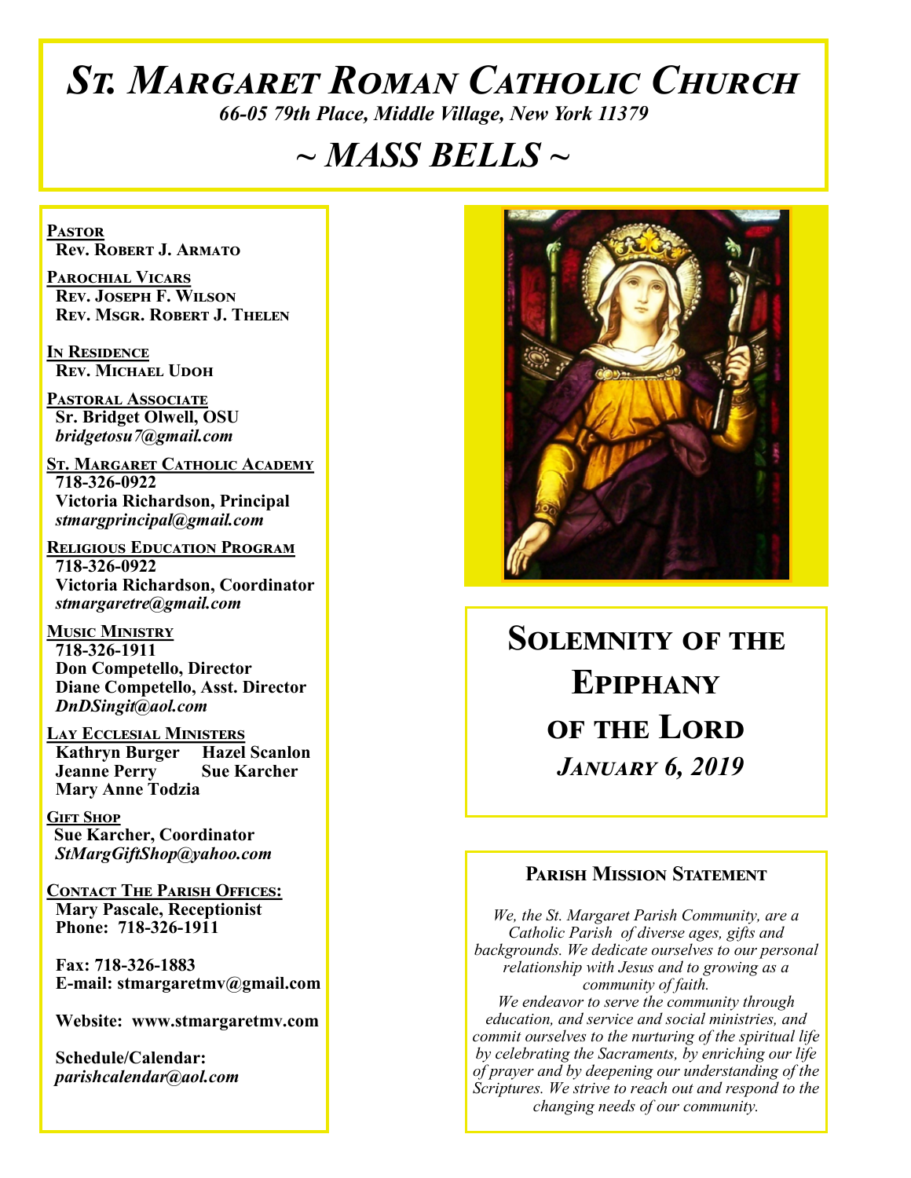# St. Margaret Roman Catholic Church

*66-05 79th Place, Middle Village, New York 11379*

## *~ MASS BELLS ~*

**Pastor**
**Rev. Robert J. Armato**

**Parochial Vicars**
**Rev. Joseph F. Wilson**
**Rev. Msgr. Robert J. Thelen**

**In Residence**
**Rev. Michael Udoh**

**Pastoral Associate**
**Sr. Bridget Olwell, OSU**
*bridgetosu7@gmail.com*

**St. Margaret Catholic Academy**
**718-326-0922**
**Victoria Richardson, Principal**
*stmargprincipal@gmail.com*

**Religious Education Program**
**718-326-0922**
**Victoria Richardson, Coordinator**
*stmargaretre@gmail.com*

**Music Ministry**
**718-326-1911**
**Don Competello, Director**
**Diane Competello, Asst. Director**
*DnDSingit@aol.com*

**Lay Ecclesial Ministers**
**Kathryn Burger**
**Hazel Scanlon**
**Jeanne Perry**
**Sue Karcher**
**Mary Anne Todzia**

**Gift Shop**
**Sue Karcher, Coordinator**
*StMargGiftShop@yahoo.com*

**Contact The Parish Offices:**
**Mary Pascale, Receptionist**
**Phone: 718-326-1911**

**Fax: 718-326-1883**
**E-mail: stmargaretmv@gmail.com**

**Website: www.stmargaretmv.com**

**Schedule/Calendar:**
*parishcalendar@aol.com*

## Solemnity of the Epiphany of the Lord

### *January 6, 2019*

### Parish Mission Statement

*We, the St. Margaret Parish Community, are a Catholic Parish of diverse ages, gifts and backgrounds. We dedicate ourselves to our personal relationship with Jesus and to growing as a community of faith.*
*We endeavor to serve the community through education, and service and social ministries, and commit ourselves to the nurturing of the spiritual life by celebrating the Sacraments, by enriching our life of prayer and by deepening our understanding of the Scriptures. We strive to reach out and respond to the changing needs of our community.*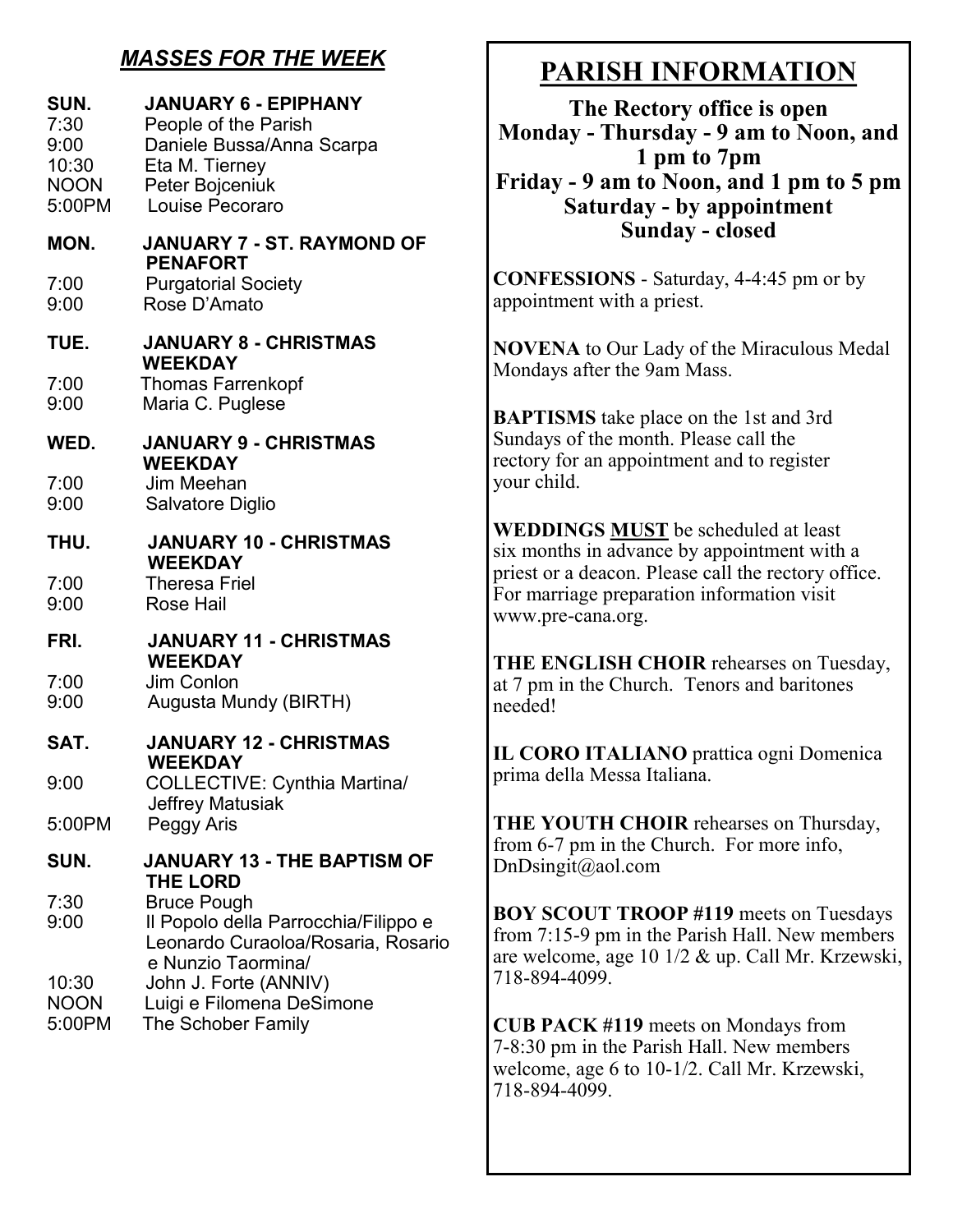## *MASSES FOR THE WEEK*

**SUN. JANUARY 6 - EPIPHANY**

7:30 People of the Parish
9:00 Daniele Bussa/Anna Scarpa
10:30 Eta M. Tierney
NOON Peter Bojceniuk
5:00PM Louise Pecoraro

**MON. JANUARY 7 - ST. RAYMOND OF PENAFORT**

7:00 Purgatorial Society
9:00 Rose D'Amato

**TUE. JANUARY 8 - CHRISTMAS WEEKDAY**

7:00 Thomas Farrenkopf
9:00 Maria C. Puglese

**WED. JANUARY 9 - CHRISTMAS WEEKDAY**

7:00 Jim Meehan
9:00 Salvatore Diglio

**THU. JANUARY 10 - CHRISTMAS WEEKDAY**

7:00 Theresa Friel
9:00 Rose Hail

**FRI. JANUARY 11 - CHRISTMAS WEEKDAY**

7:00 Jim Conlon
9:00 Augusta Mundy (BIRTH)

**SAT. JANUARY 12 - CHRISTMAS WEEKDAY**

9:00 COLLECTIVE: Cynthia Martina/ Jeffrey Matusiak
5:00PM Peggy Aris

**SUN. JANUARY 13 - THE BAPTISM OF THE LORD**

7:30 Bruce Pough
9:00 Il Popolo della Parrocchia/Filippo e Leonardo Curaoloa/Rosaria, Rosario e Nunzio Taormina/
10:30 John J. Forte (ANNIV)
NOON Luigi e Filomena DeSimone
5:00PM The Schober Family

# PARISH INFORMATION

**The Rectory office is open**
**Monday - Thursday - 9 am to Noon, and 1 pm to 7pm**
**Friday - 9 am to Noon, and 1 pm to 5 pm**
**Saturday - by appointment**
**Sunday - closed**

**CONFESSIONS** - Saturday, 4-4:45 pm or by appointment with a priest.

**NOVENA** to Our Lady of the Miraculous Medal Mondays after the 9am Mass.

**BAPTISMS** take place on the 1st and 3rd Sundays of the month. Please call the rectory for an appointment and to register your child.

**WEDDINGS <u>MUST</u>** be scheduled at least six months in advance by appointment with a priest or a deacon. Please call the rectory office. For marriage preparation information visit www.pre-cana.org.

**THE ENGLISH CHOIR** rehearses on Tuesday, at 7 pm in the Church. Tenors and baritones needed!

**IL CORO ITALIANO** prattica ogni Domenica prima della Messa Italiana.

**THE YOUTH CHOIR** rehearses on Thursday, from 6-7 pm in the Church. For more info, DnDsingit@aol.com

**BOY SCOUT TROOP #119** meets on Tuesdays from 7:15-9 pm in the Parish Hall. New members are welcome, age 10 1/2 & up. Call Mr. Krzewski, 718-894-4099.

**CUB PACK #119** meets on Mondays from 7-8:30 pm in the Parish Hall. New members welcome, age 6 to 10-1/2. Call Mr. Krzewski, 718-894-4099.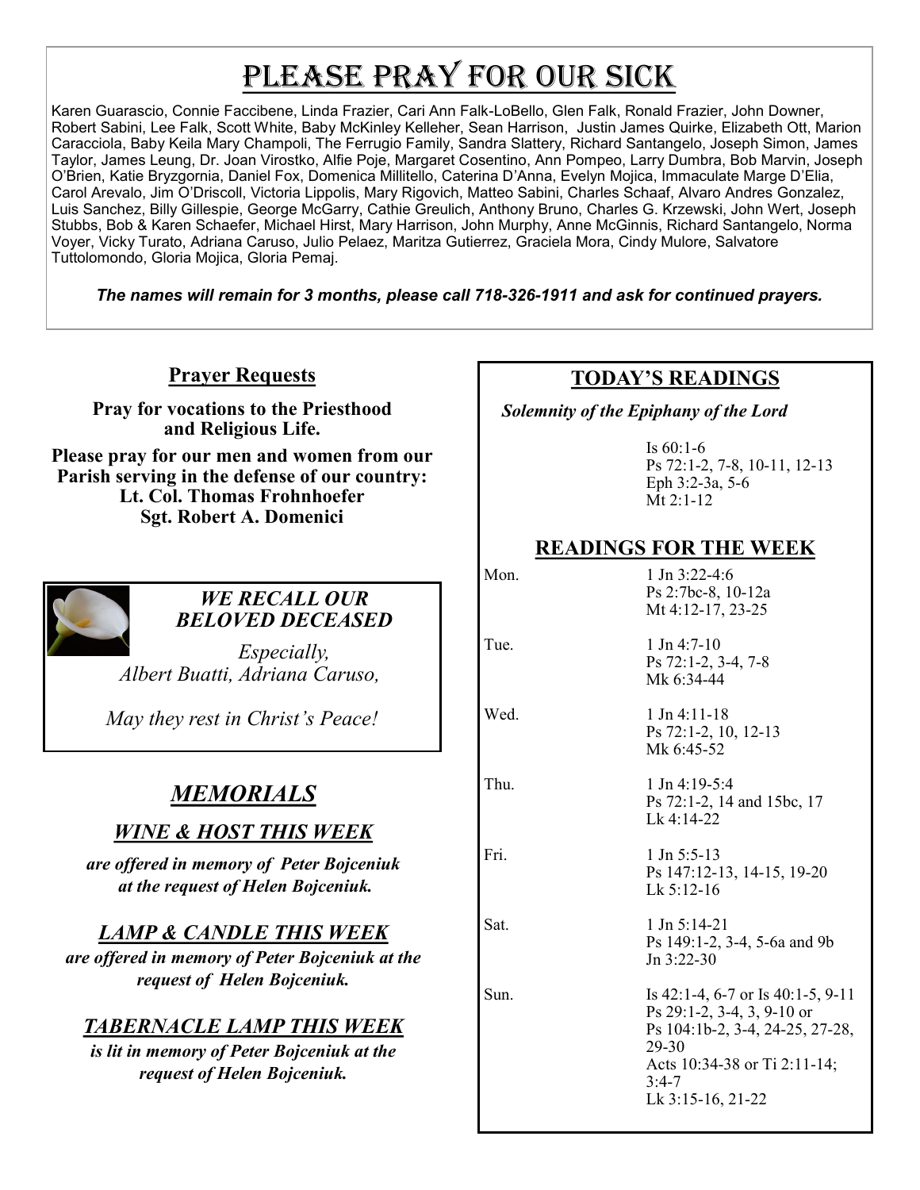# Please Pray for Our Sick

Karen Guarascio, Connie Faccibene, Linda Frazier, Cari Ann Falk-LoBello, Glen Falk, Ronald Frazier, John Downer, Robert Sabini, Lee Falk, Scott White, Baby McKinley Kelleher, Sean Harrison, Justin James Quirke, Elizabeth Ott, Marion Caracciola, Baby Keila Mary Champoli, The Ferrugio Family, Sandra Slattery, Richard Santangelo, Joseph Simon, James Taylor, James Leung, Dr. Joan Virostko, Alfie Poje, Margaret Cosentino, Ann Pompeo, Larry Dumbra, Bob Marvin, Joseph O'Brien, Katie Bryzgornia, Daniel Fox, Domenica Millitello, Caterina D'Anna, Evelyn Mojica, Immaculate Marge D'Elia, Carol Arevalo, Jim O'Driscoll, Victoria Lippolis, Mary Rigovich, Matteo Sabini, Charles Schaaf, Alvaro Andres Gonzalez, Luis Sanchez, Billy Gillespie, George McGarry, Cathie Greulich, Anthony Bruno, Charles G. Krzewski, John Wert, Joseph Stubbs, Bob & Karen Schaefer, Michael Hirst, Mary Harrison, John Murphy, Anne McGinnis, Richard Santangelo, Norma Voyer, Vicky Turato, Adriana Caruso, Julio Pelaez, Maritza Gutierrez, Graciela Mora, Cindy Mulore, Salvatore Tuttolomondo, Gloria Mojica, Gloria Pemaj.

***The names will remain for 3 months, please call 718-326-1911 and ask for continued prayers.***

## Prayer Requests

**Pray for vocations to the Priesthood and Religious Life.**

**Please pray for our men and women from our Parish serving in the defense of our country:**
**Lt. Col. Thomas Frohnhoefer**
**Sgt. Robert A. Domenici**

### *WE RECALL OUR BELOVED DECEASED*

*Especially,*
*Albert Buatti, Adriana Caruso,*

*May they rest in Christ's Peace!*

## *MEMORIALS*

### *WINE & HOST THIS WEEK*

***are offered in memory of Peter Bojceniuk at the request of Helen Bojceniuk.***

### *LAMP & CANDLE THIS WEEK*

***are offered in memory of Peter Bojceniuk at the request of Helen Bojceniuk.***

### *TABERNACLE LAMP THIS WEEK*

***is lit in memory of Peter Bojceniuk at the request of Helen Bojceniuk.***

## TODAY'S READINGS

***Solemnity of the Epiphany of the Lord***

Is 60:1-6
Ps 72:1-2, 7-8, 10-11, 12-13
Eph 3:2-3a, 5-6
Mt 2:1-12

## READINGS FOR THE WEEK

| | |
|---|---|
| Mon. | 1 Jn 3:22-4:6<br>Ps 2:7bc-8, 10-12a<br>Mt 4:12-17, 23-25 |
| Tue. | 1 Jn 4:7-10<br>Ps 72:1-2, 3-4, 7-8<br>Mk 6:34-44 |
| Wed. | 1 Jn 4:11-18<br>Ps 72:1-2, 10, 12-13<br>Mk 6:45-52 |
| Thu. | 1 Jn 4:19-5:4<br>Ps 72:1-2, 14 and 15bc, 17<br>Lk 4:14-22 |
| Fri. | 1 Jn 5:5-13<br>Ps 147:12-13, 14-15, 19-20<br>Lk 5:12-16 |
| Sat. | 1 Jn 5:14-21<br>Ps 149:1-2, 3-4, 5-6a and 9b<br>Jn 3:22-30 |
| Sun. | Is 42:1-4, 6-7 or Is 40:1-5, 9-11<br>Ps 29:1-2, 3-4, 3, 9-10 or<br>Ps 104:1b-2, 3-4, 24-25, 27-28, 29-30<br>Acts 10:34-38 or Ti 2:11-14; 3:4-7<br>Lk 3:15-16, 21-22 |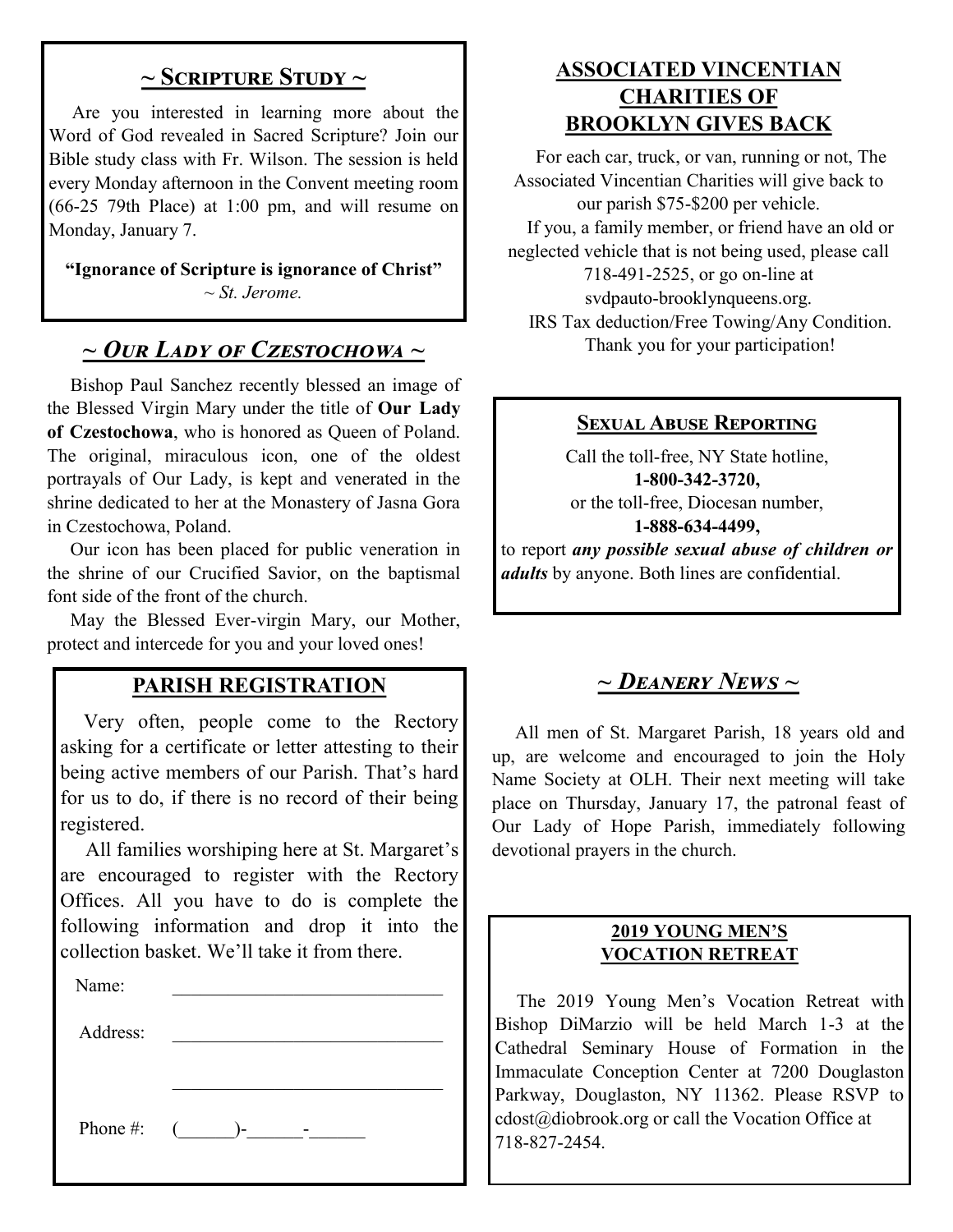## ~ Scripture Study ~

Are you interested in learning more about the Word of God revealed in Sacred Scripture? Join our Bible study class with Fr. Wilson. The session is held every Monday afternoon in the Convent meeting room (66-25 79th Place) at 1:00 pm, and will resume on Monday, January 7.

**"Ignorance of Scripture is ignorance of Christ"**
*~ St. Jerome.*

## *~ Our Lady of Czestochowa ~*

Bishop Paul Sanchez recently blessed an image of the Blessed Virgin Mary under the title of **Our Lady of Czestochowa**, who is honored as Queen of Poland. The original, miraculous icon, one of the oldest portrayals of Our Lady, is kept and venerated in the shrine dedicated to her at the Monastery of Jasna Gora in Czestochowa, Poland.

Our icon has been placed for public veneration in the shrine of our Crucified Savior, on the baptismal font side of the front of the church.

May the Blessed Ever-virgin Mary, our Mother, protect and intercede for you and your loved ones!

## PARISH REGISTRATION

Very often, people come to the Rectory asking for a certificate or letter attesting to their being active members of our Parish. That's hard for us to do, if there is no record of their being registered.

All families worshiping here at St. Margaret's are encouraged to register with the Rectory Offices. All you have to do is complete the following information and drop it into the collection basket. We'll take it from there.

Name: ____________________________

Address: ____________________________

____________________________

Phone #: (______)-______-______

## ASSOCIATED VINCENTIAN CHARITIES OF BROOKLYN GIVES BACK

For each car, truck, or van, running or not, The Associated Vincentian Charities will give back to our parish $75-$200 per vehicle.

If you, a family member, or friend have an old or neglected vehicle that is not being used, please call 718-491-2525, or go on-line at svdpauto-brooklynqueens.org.

IRS Tax deduction/Free Towing/Any Condition.
Thank you for your participation!

## Sexual Abuse Reporting

Call the toll-free, NY State hotline,
**1-800-342-3720,**
or the toll-free, Diocesan number,
**1-888-634-4499,**
to report ***any possible sexual abuse of children or adults*** by anyone. Both lines are confidential.

## *~ Deanery News ~*

All men of St. Margaret Parish, 18 years old and up, are welcome and encouraged to join the Holy Name Society at OLH. Their next meeting will take place on Thursday, January 17, the patronal feast of Our Lady of Hope Parish, immediately following devotional prayers in the church.

## 2019 YOUNG MEN'S VOCATION RETREAT

The 2019 Young Men's Vocation Retreat with Bishop DiMarzio will be held March 1-3 at the Cathedral Seminary House of Formation in the Immaculate Conception Center at 7200 Douglaston Parkway, Douglaston, NY 11362. Please RSVP to cdost@diobrook.org or call the Vocation Office at 718-827-2454.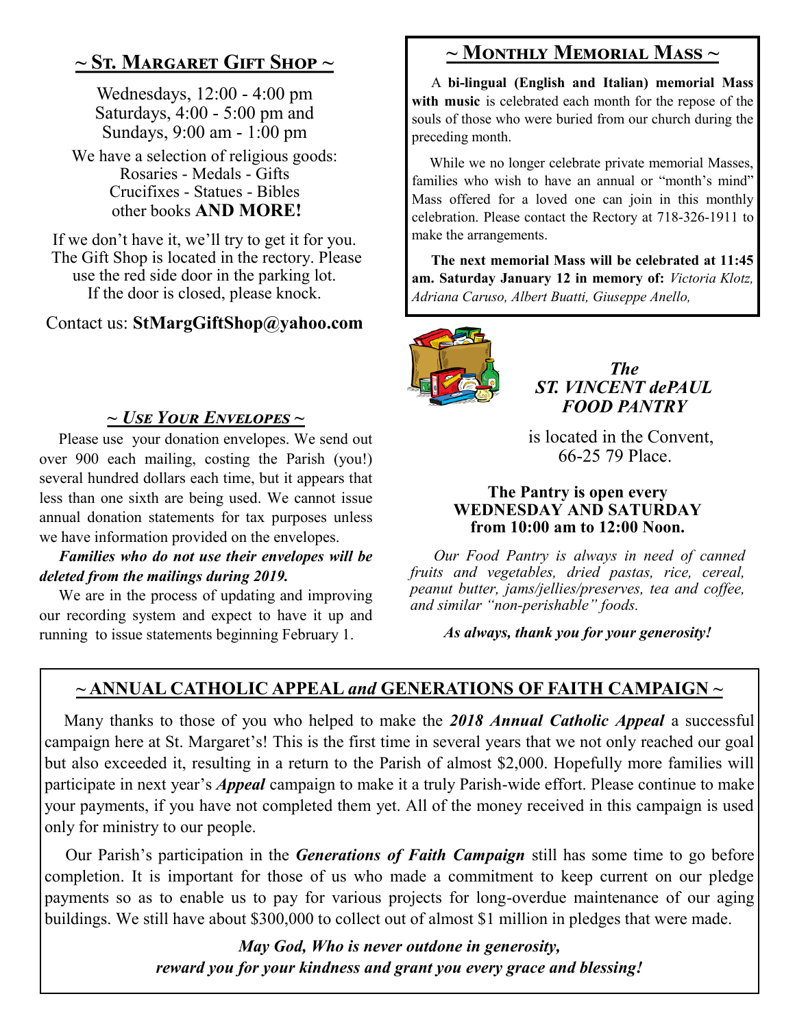## ~ St. Margaret Gift Shop ~

Wednesdays, 12:00 - 4:00 pm
Saturdays, 4:00 - 5:00 pm and
Sundays, 9:00 am - 1:00 pm

We have a selection of religious goods:
Rosaries - Medals - Gifts
Crucifixes - Statues - Bibles
other books **AND MORE!**

If we don't have it, we'll try to get it for you. The Gift Shop is located in the rectory. Please use the red side door in the parking lot. If the door is closed, please knock.

Contact us: **StMargGiftShop@yahoo.com**

## ~ *Use Your Envelopes* ~

Please use your donation envelopes. We send out over 900 each mailing, costing the Parish (you!) several hundred dollars each time, but it appears that less than one sixth are being used. We cannot issue annual donation statements for tax purposes unless we have information provided on the envelopes.

***Families who do not use their envelopes will be deleted from the mailings during 2019.***

We are in the process of updating and improving our recording system and expect to have it up and running to issue statements beginning February 1.

## ~ Monthly Memorial Mass ~

A **bi-lingual (English and Italian) memorial Mass with music** is celebrated each month for the repose of the souls of those who were buried from our church during the preceding month.

While we no longer celebrate private memorial Masses, families who wish to have an annual or "month's mind" Mass offered for a loved one can join in this monthly celebration. Please contact the Rectory at 718-326-1911 to make the arrangements.

**The next memorial Mass will be celebrated at 11:45 am. Saturday January 12 in memory of:** *Victoria Klotz, Adriana Caruso, Albert Buatti, Giuseppe Anello,*

## *The ST. VINCENT dePAUL FOOD PANTRY*

is located in the Convent,
66-25 79 Place.

**The Pantry is open every WEDNESDAY AND SATURDAY from 10:00 am to 12:00 Noon.**

*Our Food Pantry is always in need of canned fruits and vegetables, dried pastas, rice, cereal, peanut butter, jams/jellies/preserves, tea and coffee, and similar "non-perishable" foods.*

***As always, thank you for your generosity!***

## ~ ANNUAL CATHOLIC APPEAL *and* GENERATIONS OF FAITH CAMPAIGN ~

Many thanks to those of you who helped to make the ***2018 Annual Catholic Appeal*** a successful campaign here at St. Margaret's! This is the first time in several years that we not only reached our goal but also exceeded it, resulting in a return to the Parish of almost $2,000. Hopefully more families will participate in next year's ***Appeal*** campaign to make it a truly Parish-wide effort. Please continue to make your payments, if you have not completed them yet. All of the money received in this campaign is used only for ministry to our people.

Our Parish's participation in the ***Generations of Faith Campaign*** still has some time to go before completion. It is important for those of us who made a commitment to keep current on our pledge payments so as to enable us to pay for various projects for long-overdue maintenance of our aging buildings. We still have about $300,000 to collect out of almost $1 million in pledges that were made.

***May God, Who is never outdone in generosity, reward you for your kindness and grant you every grace and blessing!***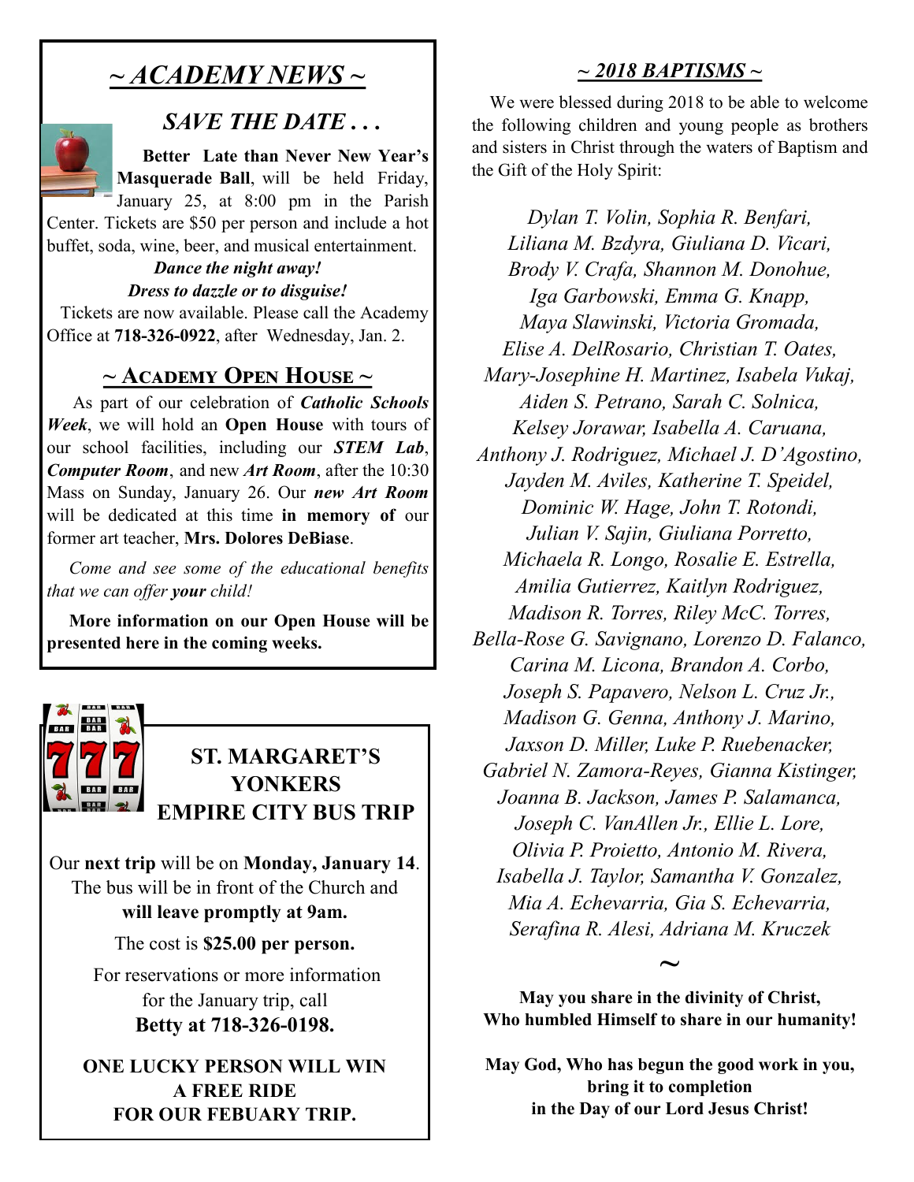# *~ ACADEMY NEWS ~*

## *SAVE THE DATE . . .*

**Better Late than Never New Year's Masquerade Ball**, will be held Friday, January 25, at 8:00 pm in the Parish Center. Tickets are $50 per person and include a hot buffet, soda, wine, beer, and musical entertainment.

***Dance the night away!***

***Dress to dazzle or to disguise!***

Tickets are now available. Please call the Academy Office at **718-326-0922**, after Wednesday, Jan. 2.

## ~ Academy Open House ~

As part of our celebration of ***Catholic Schools Week***, we will hold an **Open House** with tours of our school facilities, including our ***STEM Lab***, ***Computer Room***, and new ***Art Room***, after the 10:30 Mass on Sunday, January 26. Our ***new Art Room*** will be dedicated at this time **in memory of** our former art teacher, **Mrs. Dolores DeBiase**.

*Come and see some of the educational benefits that we can offer* ***your*** *child!*

**More information on our Open House will be presented here in the coming weeks.**

## ST. MARGARET'S YONKERS EMPIRE CITY BUS TRIP

Our **next trip** will be on **Monday, January 14**. The bus will be in front of the Church and **will leave promptly at 9am.**

The cost is **$25.00 per person.**

For reservations or more information for the January trip, call **Betty at 718-326-0198.**

**ONE LUCKY PERSON WILL WIN A FREE RIDE FOR OUR FEBUARY TRIP.**

## *~ 2018 BAPTISMS ~*

We were blessed during 2018 to be able to welcome the following children and young people as brothers and sisters in Christ through the waters of Baptism and the Gift of the Holy Spirit:

*Dylan T. Volin, Sophia R. Benfari,*
*Liliana M. Bzdyra, Giuliana D. Vicari,*
*Brody V. Crafa, Shannon M. Donohue,*
*Iga Garbowski, Emma G. Knapp,*
*Maya Slawinski, Victoria Gromada,*
*Elise A. DelRosario, Christian T. Oates,*
*Mary-Josephine H. Martinez, Isabela Vukaj,*
*Aiden S. Petrano, Sarah C. Solnica,*
*Kelsey Jorawar, Isabella A. Caruana,*
*Anthony J. Rodriguez, Michael J. D'Agostino,*
*Jayden M. Aviles, Katherine T. Speidel,*
*Dominic W. Hage, John T. Rotondi,*
*Julian V. Sajin, Giuliana Porretto,*
*Michaela R. Longo, Rosalie E. Estrella,*
*Amilia Gutierrez, Kaitlyn Rodriguez,*
*Madison R. Torres, Riley McC. Torres,*
*Bella-Rose G. Savignano, Lorenzo D. Falanco,*
*Carina M. Licona, Brandon A. Corbo,*
*Joseph S. Papavero, Nelson L. Cruz Jr.,*
*Madison G. Genna, Anthony J. Marino,*
*Jaxson D. Miller, Luke P. Ruebenacker,*
*Gabriel N. Zamora-Reyes, Gianna Kistinger,*
*Joanna B. Jackson, James P. Salamanca,*
*Joseph C. VanAllen Jr., Ellie L. Lore,*
*Olivia P. Proietto, Antonio M. Rivera,*
*Isabella J. Taylor, Samantha V. Gonzalez,*
*Mia A. Echevarria, Gia S. Echevarria,*
*Serafina R. Alesi, Adriana M. Kruczek*

~

**May you share in the divinity of Christ,**
**Who humbled Himself to share in our humanity!**

**May God, Who has begun the good work in you, bring it to completion in the Day of our Lord Jesus Christ!**